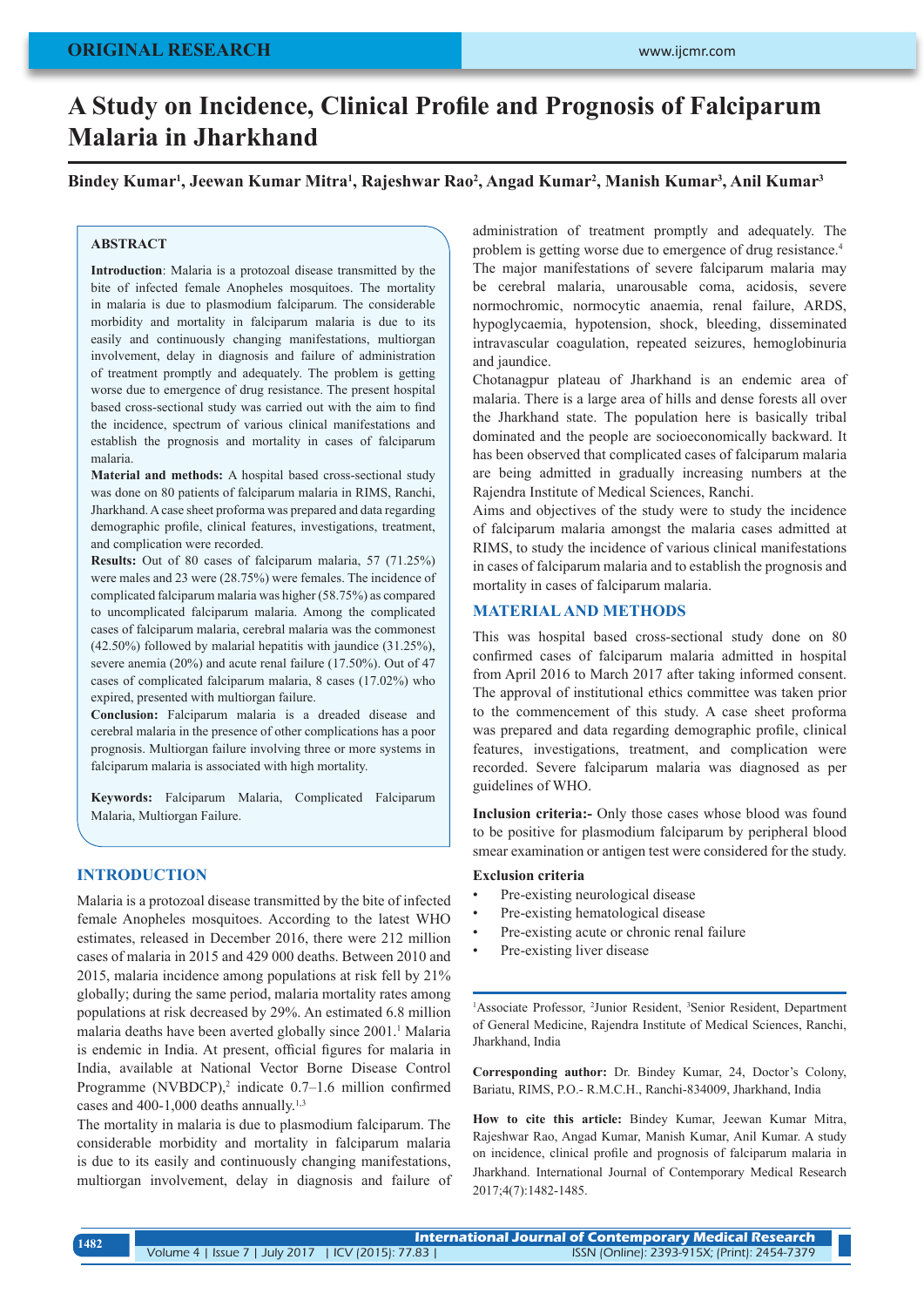ORIGINAL RESEARCH

# A Study on Incidence, Clinical Profile and Prognosis of Falciparum Malaria in Jharkhand

**Bindey Kumar[1], Jeewan Kumar Mitra[1], Rajeshwar Rao[2], Angad Kumar[2], Manish Kumar[3], Anil Kumar[3]**

## ABSTRACT

**Introduction**: Malaria is a protozoal disease transmitted by the bite of infected female Anopheles mosquitoes. The mortality in malaria is due to plasmodium falciparum. The considerable morbidity and mortality in falciparum malaria is due to its easily and continuously changing manifestations, multiorgan involvement, delay in diagnosis and failure of administration of treatment promptly and adequately. The problem is getting worse due to emergence of drug resistance. The present hospital based cross-sectional study was carried out with the aim to find the incidence, spectrum of various clinical manifestations and establish the prognosis and mortality in cases of falciparum malaria.

**Material and methods:** A hospital based cross-sectional study was done on 80 patients of falciparum malaria in RIMS, Ranchi, Jharkhand. A case sheet proforma was prepared and data regarding demographic profile, clinical features, investigations, treatment, and complication were recorded.

**Results:** Out of 80 cases of falciparum malaria, 57 (71.25%) were males and 23 were (28.75%) were females. The incidence of complicated falciparum malaria was higher (58.75%) as compared to uncomplicated falciparum malaria. Among the complicated cases of falciparum malaria, cerebral malaria was the commonest (42.50%) followed by malarial hepatitis with jaundice (31.25%), severe anemia (20%) and acute renal failure (17.50%). Out of 47 cases of complicated falciparum malaria, 8 cases (17.02%) who expired, presented with multiorgan failure.

**Conclusion:** Falciparum malaria is a dreaded disease and cerebral malaria in the presence of other complications has a poor prognosis. Multiorgan failure involving three or more systems in falciparum malaria is associated with high mortality.

**Keywords:** Falciparum Malaria, Complicated Falciparum Malaria, Multiorgan Failure.

## INTRODUCTION

Malaria is a protozoal disease transmitted by the bite of infected female Anopheles mosquitoes. According to the latest WHO estimates, released in December 2016, there were 212 million cases of malaria in 2015 and 429 000 deaths. Between 2010 and 2015, malaria incidence among populations at risk fell by 21% globally; during the same period, malaria mortality rates among populations at risk decreased by 29%. An estimated 6.8 million malaria deaths have been averted globally since 2001.[1] Malaria is endemic in India. At present, official figures for malaria in India, available at National Vector Borne Disease Control Programme (NVBDCP),[2] indicate 0.7–1.6 million confirmed cases and 400-1,000 deaths annually.[1,3]

The mortality in malaria is due to plasmodium falciparum. The considerable morbidity and mortality in falciparum malaria is due to its easily and continuously changing manifestations, multiorgan involvement, delay in diagnosis and failure of administration of treatment promptly and adequately. The problem is getting worse due to emergence of drug resistance.[4]

The major manifestations of severe falciparum malaria may be cerebral malaria, unarousable coma, acidosis, severe normochromic, normocytic anaemia, renal failure, ARDS, hypoglycaemia, hypotension, shock, bleeding, disseminated intravascular coagulation, repeated seizures, hemoglobinuria and jaundice.

Chotanagpur plateau of Jharkhand is an endemic area of malaria. There is a large area of hills and dense forests all over the Jharkhand state. The population here is basically tribal dominated and the people are socioeconomically backward. It has been observed that complicated cases of falciparum malaria are being admitted in gradually increasing numbers at the Rajendra Institute of Medical Sciences, Ranchi.

Aims and objectives of the study were to study the incidence of falciparum malaria amongst the malaria cases admitted at RIMS, to study the incidence of various clinical manifestations in cases of falciparum malaria and to establish the prognosis and mortality in cases of falciparum malaria.

## MATERIAL AND METHODS

This was hospital based cross-sectional study done on 80 confirmed cases of falciparum malaria admitted in hospital from April 2016 to March 2017 after taking informed consent. The approval of institutional ethics committee was taken prior to the commencement of this study. A case sheet proforma was prepared and data regarding demographic profile, clinical features, investigations, treatment, and complication were recorded. Severe falciparum malaria was diagnosed as per guidelines of WHO.

**Inclusion criteria:-** Only those cases whose blood was found to be positive for plasmodium falciparum by peripheral blood smear examination or antigen test were considered for the study.

**Exclusion criteria**

- Pre-existing neurological disease
- Pre-existing hematological disease
- Pre-existing acute or chronic renal failure
- Pre-existing liver disease

[1]Associate Professor, [2]Junior Resident, [3]Senior Resident, Department of General Medicine, Rajendra Institute of Medical Sciences, Ranchi, Jharkhand, India

**Corresponding author:** Dr. Bindey Kumar, 24, Doctor's Colony, Bariatu, RIMS, P.O.- R.M.C.H., Ranchi-834009, Jharkhand, India

**How to cite this article:** Bindey Kumar, Jeewan Kumar Mitra, Rajeshwar Rao, Angad Kumar, Manish Kumar, Anil Kumar. A study on incidence, clinical profile and prognosis of falciparum malaria in Jharkhand. International Journal of Contemporary Medical Research 2017;4(7):1482-1485.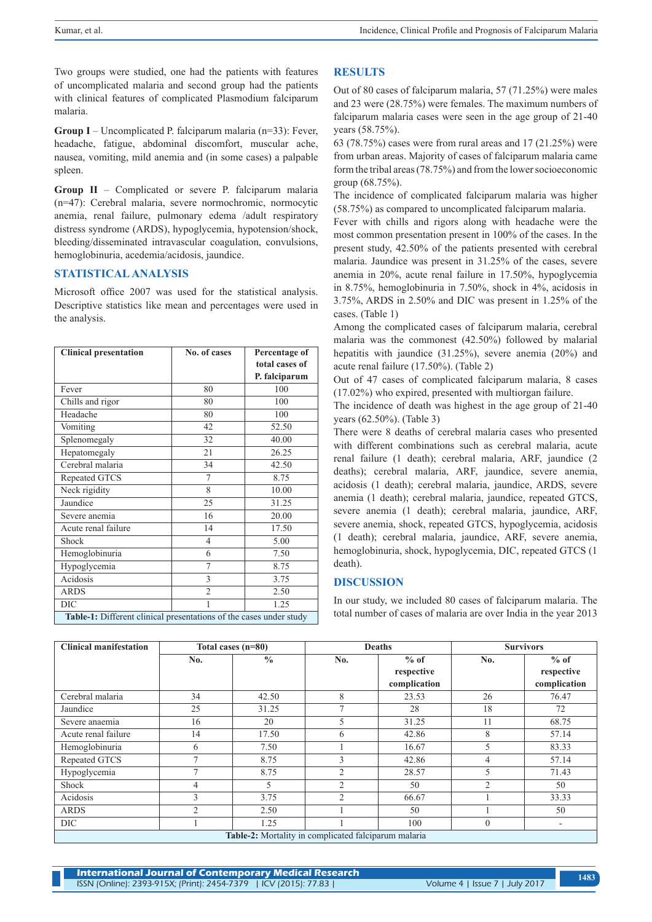Two groups were studied, one had the patients with features of uncomplicated malaria and second group had the patients with clinical features of complicated Plasmodium falciparum malaria.

**Group I** – Uncomplicated P. falciparum malaria (n=33): Fever, headache, fatigue, abdominal discomfort, muscular ache, nausea, vomiting, mild anemia and (in some cases) a palpable spleen.

**Group II** – Complicated or severe P. falciparum malaria (n=47): Cerebral malaria, severe normochromic, normocytic anemia, renal failure, pulmonary edema /adult respiratory distress syndrome (ARDS), hypoglycemia, hypotension/shock, bleeding/disseminated intravascular coagulation, convulsions, hemoglobinuria, acedemia/acidosis, jaundice.

## STATISTICAL ANALYSIS

Microsoft office 2007 was used for the statistical analysis. Descriptive statistics like mean and percentages were used in the analysis.

| Clinical presentation | No. of cases | Percentage of total cases of P. falciparum |
|---|---|---|
| Fever | 80 | 100 |
| Chills and rigor | 80 | 100 |
| Headache | 80 | 100 |
| Vomiting | 42 | 52.50 |
| Splenomegaly | 32 | 40.00 |
| Hepatomegaly | 21 | 26.25 |
| Cerebral malaria | 34 | 42.50 |
| Repeated GTCS | 7 | 8.75 |
| Neck rigidity | 8 | 10.00 |
| Jaundice | 25 | 31.25 |
| Severe anemia | 16 | 20.00 |
| Acute renal failure | 14 | 17.50 |
| Shock | 4 | 5.00 |
| Hemoglobinuria | 6 | 7.50 |
| Hypoglycemia | 7 | 8.75 |
| Acidosis | 3 | 3.75 |
| ARDS | 2 | 2.50 |
| DIC | 1 | 1.25 |

**Table-1:** Different clinical presentations of the cases under study

## RESULTS

Out of 80 cases of falciparum malaria, 57 (71.25%) were males and 23 were (28.75%) were females. The maximum numbers of falciparum malaria cases were seen in the age group of 21-40 years (58.75%).

63 (78.75%) cases were from rural areas and 17 (21.25%) were from urban areas. Majority of cases of falciparum malaria came form the tribal areas (78.75%) and from the lower socioeconomic group (68.75%).

The incidence of complicated falciparum malaria was higher (58.75%) as compared to uncomplicated falciparum malaria.

Fever with chills and rigors along with headache were the most common presentation present in 100% of the cases. In the present study, 42.50% of the patients presented with cerebral malaria. Jaundice was present in 31.25% of the cases, severe anemia in 20%, acute renal failure in 17.50%, hypoglycemia in 8.75%, hemoglobinuria in 7.50%, shock in 4%, acidosis in 3.75%, ARDS in 2.50% and DIC was present in 1.25% of the cases. (Table 1)

Among the complicated cases of falciparum malaria, cerebral malaria was the commonest (42.50%) followed by malarial hepatitis with jaundice (31.25%), severe anemia (20%) and acute renal failure (17.50%). (Table 2)

Out of 47 cases of complicated falciparum malaria, 8 cases (17.02%) who expired, presented with multiorgan failure.

The incidence of death was highest in the age group of 21-40 years (62.50%). (Table 3)

There were 8 deaths of cerebral malaria cases who presented with different combinations such as cerebral malaria, acute renal failure (1 death); cerebral malaria, ARF, jaundice (2 deaths); cerebral malaria, ARF, jaundice, severe anemia, acidosis (1 death); cerebral malaria, jaundice, ARDS, severe anemia (1 death); cerebral malaria, jaundice, repeated GTCS, severe anemia (1 death); cerebral malaria, jaundice, ARF, severe anemia, shock, repeated GTCS, hypoglycemia, acidosis (1 death); cerebral malaria, jaundice, ARF, severe anemia, hemoglobinuria, shock, hypoglycemia, DIC, repeated GTCS (1 death).

## DISCUSSION

In our study, we included 80 cases of falciparum malaria. The total number of cases of malaria are over India in the year 2013

| Clinical manifestation | Total cases (n=80) | | Deaths | | Survivors | |
|---|---|---|---|---|---|---|
| | No. | % | No. | % of respective complication | No. | % of respective complication |
| Cerebral malaria | 34 | 42.50 | 8 | 23.53 | 26 | 76.47 |
| Jaundice | 25 | 31.25 | 7 | 28 | 18 | 72 |
| Severe anaemia | 16 | 20 | 5 | 31.25 | 11 | 68.75 |
| Acute renal failure | 14 | 17.50 | 6 | 42.86 | 8 | 57.14 |
| Hemoglobinuria | 6 | 7.50 | 1 | 16.67 | 5 | 83.33 |
| Repeated GTCS | 7 | 8.75 | 3 | 42.86 | 4 | 57.14 |
| Hypoglycemia | 7 | 8.75 | 2 | 28.57 | 5 | 71.43 |
| Shock | 4 | 5 | 2 | 50 | 2 | 50 |
| Acidosis | 3 | 3.75 | 2 | 66.67 | 1 | 33.33 |
| ARDS | 2 | 2.50 | 1 | 50 | 1 | 50 |
| DIC | 1 | 1.25 | 1 | 100 | 0 | - |

**Table-2:** Mortality in complicated falciparum malaria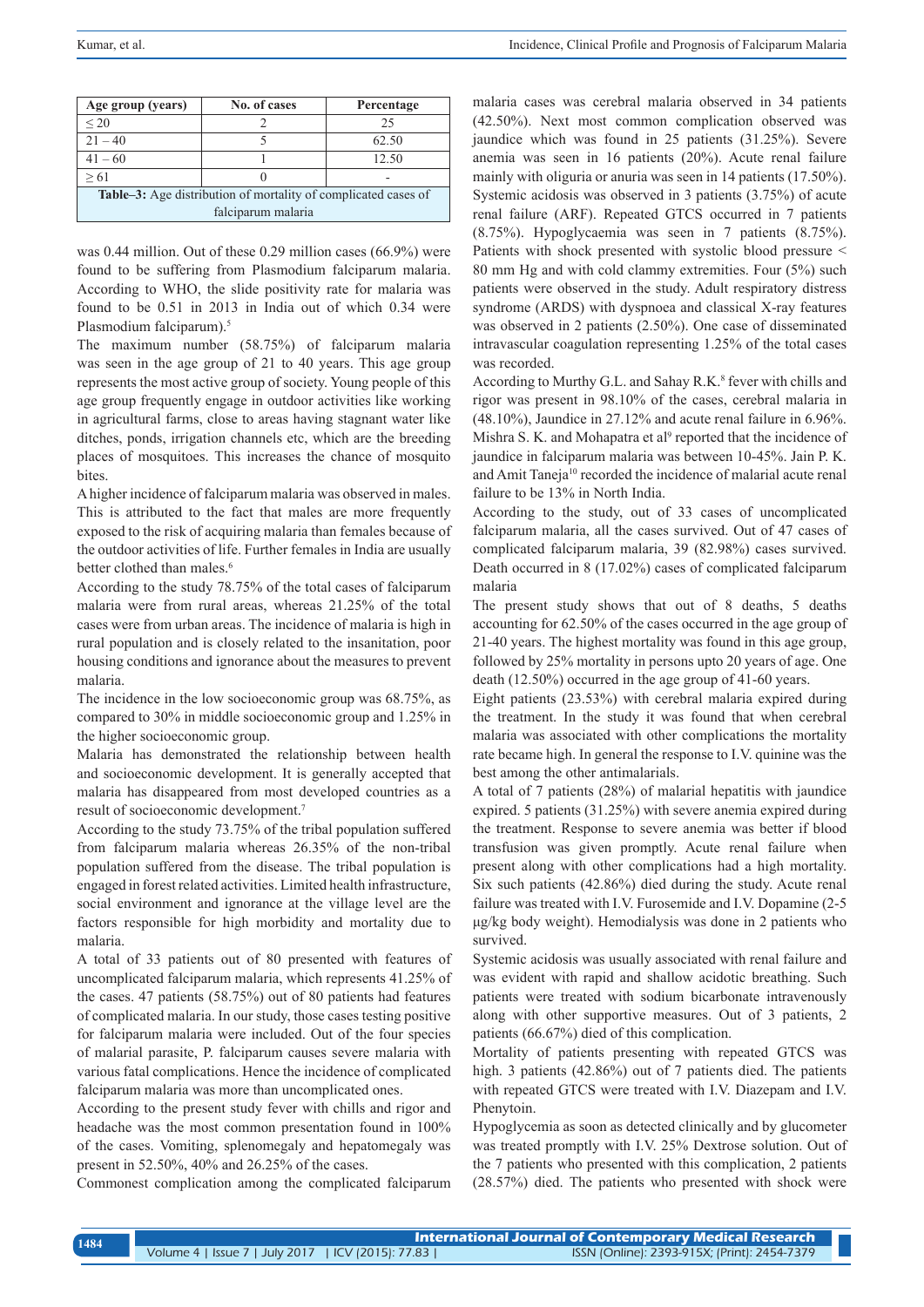| Age group (years) | No. of cases | Percentage |
|---|---|---|
| ≤ 20 | 2 | 25 |
| 21 – 40 | 5 | 62.50 |
| 41 – 60 | 1 | 12.50 |
| ≥ 61 | 0 | - |

**Table–3:** Age distribution of mortality of complicated cases of falciparum malaria

was 0.44 million. Out of these 0.29 million cases (66.9%) were found to be suffering from Plasmodium falciparum malaria. According to WHO, the slide positivity rate for malaria was found to be 0.51 in 2013 in India out of which 0.34 were Plasmodium falciparum).[5]

The maximum number (58.75%) of falciparum malaria was seen in the age group of 21 to 40 years. This age group represents the most active group of society. Young people of this age group frequently engage in outdoor activities like working in agricultural farms, close to areas having stagnant water like ditches, ponds, irrigation channels etc, which are the breeding places of mosquitoes. This increases the chance of mosquito bites.

A higher incidence of falciparum malaria was observed in males. This is attributed to the fact that males are more frequently exposed to the risk of acquiring malaria than females because of the outdoor activities of life. Further females in India are usually better clothed than males.[6]

According to the study 78.75% of the total cases of falciparum malaria were from rural areas, whereas 21.25% of the total cases were from urban areas. The incidence of malaria is high in rural population and is closely related to the insanitation, poor housing conditions and ignorance about the measures to prevent malaria.

The incidence in the low socioeconomic group was 68.75%, as compared to 30% in middle socioeconomic group and 1.25% in the higher socioeconomic group.

Malaria has demonstrated the relationship between health and socioeconomic development. It is generally accepted that malaria has disappeared from most developed countries as a result of socioeconomic development.[7]

According to the study 73.75% of the tribal population suffered from falciparum malaria whereas 26.35% of the non-tribal population suffered from the disease. The tribal population is engaged in forest related activities. Limited health infrastructure, social environment and ignorance at the village level are the factors responsible for high morbidity and mortality due to malaria.

A total of 33 patients out of 80 presented with features of uncomplicated falciparum malaria, which represents 41.25% of the cases. 47 patients (58.75%) out of 80 patients had features of complicated malaria. In our study, those cases testing positive for falciparum malaria were included. Out of the four species of malarial parasite, P. falciparum causes severe malaria with various fatal complications. Hence the incidence of complicated falciparum malaria was more than uncomplicated ones.

According to the present study fever with chills and rigor and headache was the most common presentation found in 100% of the cases. Vomiting, splenomegaly and hepatomegaly was present in 52.50%, 40% and 26.25% of the cases.

Commonest complication among the complicated falciparum malaria cases was cerebral malaria observed in 34 patients (42.50%). Next most common complication observed was jaundice which was found in 25 patients (31.25%). Severe anemia was seen in 16 patients (20%). Acute renal failure mainly with oliguria or anuria was seen in 14 patients (17.50%). Systemic acidosis was observed in 3 patients (3.75%) of acute renal failure (ARF). Repeated GTCS occurred in 7 patients (8.75%). Hypoglycaemia was seen in 7 patients (8.75%). Patients with shock presented with systolic blood pressure < 80 mm Hg and with cold clammy extremities. Four (5%) such patients were observed in the study. Adult respiratory distress syndrome (ARDS) with dyspnoea and classical X-ray features was observed in 2 patients (2.50%). One case of disseminated intravascular coagulation representing 1.25% of the total cases was recorded.

According to Murthy G.L. and Sahay R.K.[8] fever with chills and rigor was present in 98.10% of the cases, cerebral malaria in (48.10%), Jaundice in 27.12% and acute renal failure in 6.96%. Mishra S. K. and Mohapatra et al[9] reported that the incidence of jaundice in falciparum malaria was between 10-45%. Jain P. K. and Amit Taneja[10] recorded the incidence of malarial acute renal failure to be 13% in North India.

According to the study, out of 33 cases of uncomplicated falciparum malaria, all the cases survived. Out of 47 cases of complicated falciparum malaria, 39 (82.98%) cases survived. Death occurred in 8 (17.02%) cases of complicated falciparum malaria

The present study shows that out of 8 deaths, 5 deaths accounting for 62.50% of the cases occurred in the age group of 21-40 years. The highest mortality was found in this age group, followed by 25% mortality in persons upto 20 years of age. One death (12.50%) occurred in the age group of 41-60 years.

Eight patients (23.53%) with cerebral malaria expired during the treatment. In the study it was found that when cerebral malaria was associated with other complications the mortality rate became high. In general the response to I.V. quinine was the best among the other antimalarials.

A total of 7 patients (28%) of malarial hepatitis with jaundice expired. 5 patients (31.25%) with severe anemia expired during the treatment. Response to severe anemia was better if blood transfusion was given promptly. Acute renal failure when present along with other complications had a high mortality. Six such patients (42.86%) died during the study. Acute renal failure was treated with I.V. Furosemide and I.V. Dopamine (2-5 µg/kg body weight). Hemodialysis was done in 2 patients who survived.

Systemic acidosis was usually associated with renal failure and was evident with rapid and shallow acidotic breathing. Such patients were treated with sodium bicarbonate intravenously along with other supportive measures. Out of 3 patients, 2 patients (66.67%) died of this complication.

Mortality of patients presenting with repeated GTCS was high. 3 patients (42.86%) out of 7 patients died. The patients with repeated GTCS were treated with I.V. Diazepam and I.V. Phenytoin.

Hypoglycemia as soon as detected clinically and by glucometer was treated promptly with I.V. 25% Dextrose solution. Out of the 7 patients who presented with this complication, 2 patients (28.57%) died. The patients who presented with shock were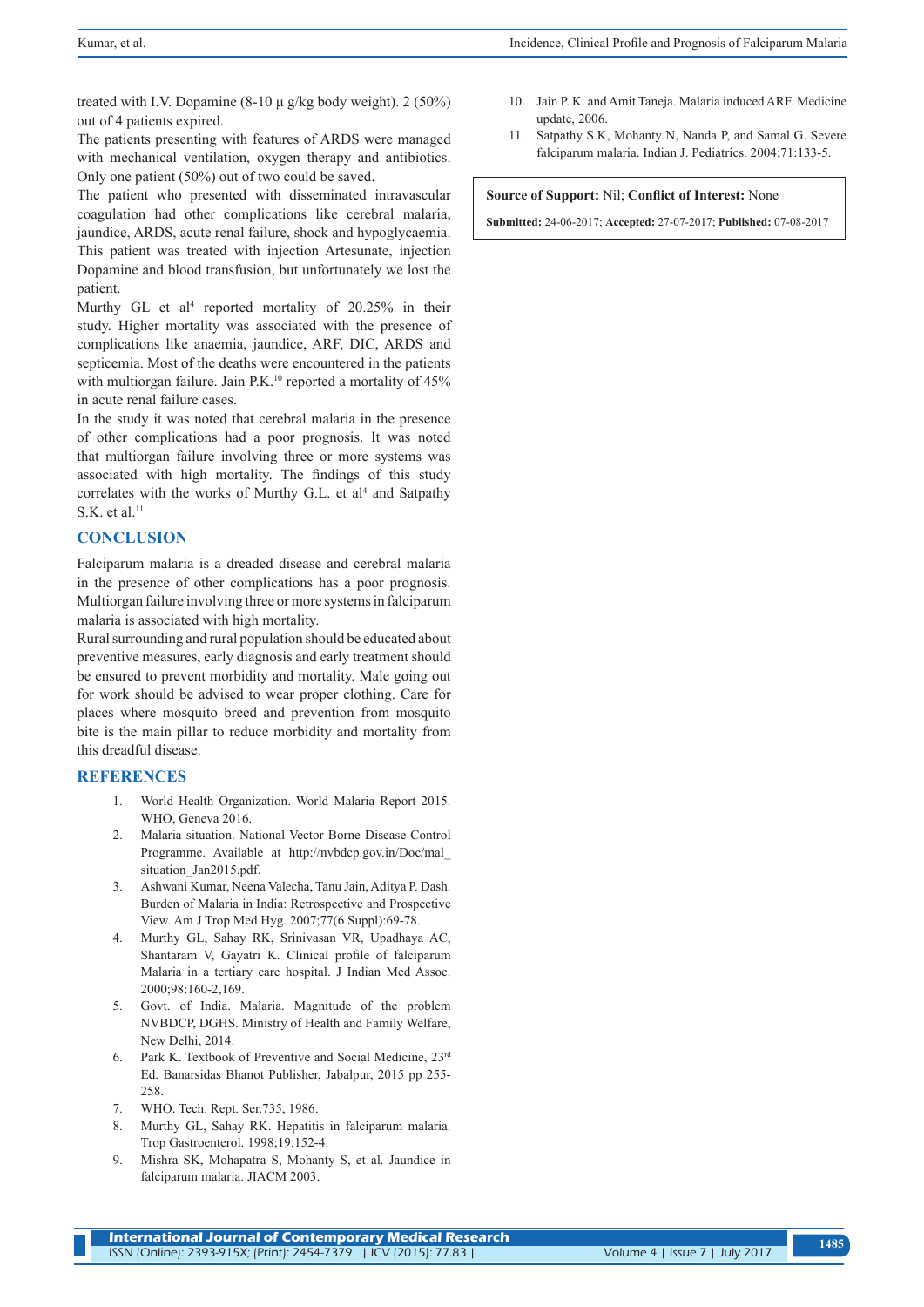treated with I.V. Dopamine (8-10 μ g/kg body weight). 2 (50%) out of 4 patients expired.

The patients presenting with features of ARDS were managed with mechanical ventilation, oxygen therapy and antibiotics. Only one patient (50%) out of two could be saved.

The patient who presented with disseminated intravascular coagulation had other complications like cerebral malaria, jaundice, ARDS, acute renal failure, shock and hypoglycaemia. This patient was treated with injection Artesunate, injection Dopamine and blood transfusion, but unfortunately we lost the patient.

Murthy GL et al[4] reported mortality of 20.25% in their study. Higher mortality was associated with the presence of complications like anaemia, jaundice, ARF, DIC, ARDS and septicemia. Most of the deaths were encountered in the patients with multiorgan failure. Jain P.K.[10] reported a mortality of 45% in acute renal failure cases.

In the study it was noted that cerebral malaria in the presence of other complications had a poor prognosis. It was noted that multiorgan failure involving three or more systems was associated with high mortality. The findings of this study correlates with the works of Murthy G.L. et al[4] and Satpathy S.K. et al.[11]

## CONCLUSION

Falciparum malaria is a dreaded disease and cerebral malaria in the presence of other complications has a poor prognosis. Multiorgan failure involving three or more systems in falciparum malaria is associated with high mortality.

Rural surrounding and rural population should be educated about preventive measures, early diagnosis and early treatment should be ensured to prevent morbidity and mortality. Male going out for work should be advised to wear proper clothing. Care for places where mosquito breed and prevention from mosquito bite is the main pillar to reduce morbidity and mortality from this dreadful disease.

## REFERENCES

1. World Health Organization. World Malaria Report 2015. WHO, Geneva 2016.
2. Malaria situation. National Vector Borne Disease Control Programme. Available at http://nvbdcp.gov.in/Doc/mal_situation_Jan2015.pdf.
3. Ashwani Kumar, Neena Valecha, Tanu Jain, Aditya P. Dash. Burden of Malaria in India: Retrospective and Prospective View. Am J Trop Med Hyg. 2007;77(6 Suppl):69-78.
4. Murthy GL, Sahay RK, Srinivasan VR, Upadhaya AC, Shantaram V, Gayatri K. Clinical profile of falciparum Malaria in a tertiary care hospital. J Indian Med Assoc. 2000;98:160-2,169.
5. Govt. of India. Malaria. Magnitude of the problem NVBDCP, DGHS. Ministry of Health and Family Welfare, New Delhi, 2014.
6. Park K. Textbook of Preventive and Social Medicine, 23rd Ed. Banarsidas Bhanot Publisher, Jabalpur, 2015 pp 255-258.
7. WHO. Tech. Rept. Ser.735, 1986.
8. Murthy GL, Sahay RK. Hepatitis in falciparum malaria. Trop Gastroenterol. 1998;19:152-4.
9. Mishra SK, Mohapatra S, Mohanty S, et al. Jaundice in falciparum malaria. JIACM 2003.
10. Jain P. K. and Amit Taneja. Malaria induced ARF. Medicine update, 2006.
11. Satpathy S.K, Mohanty N, Nanda P, and Samal G. Severe falciparum malaria. Indian J. Pediatrics. 2004;71:133-5.

**Source of Support:** Nil; **Conflict of Interest:** None

**Submitted:** 24-06-2017; **Accepted:** 27-07-2017; **Published:** 07-08-2017